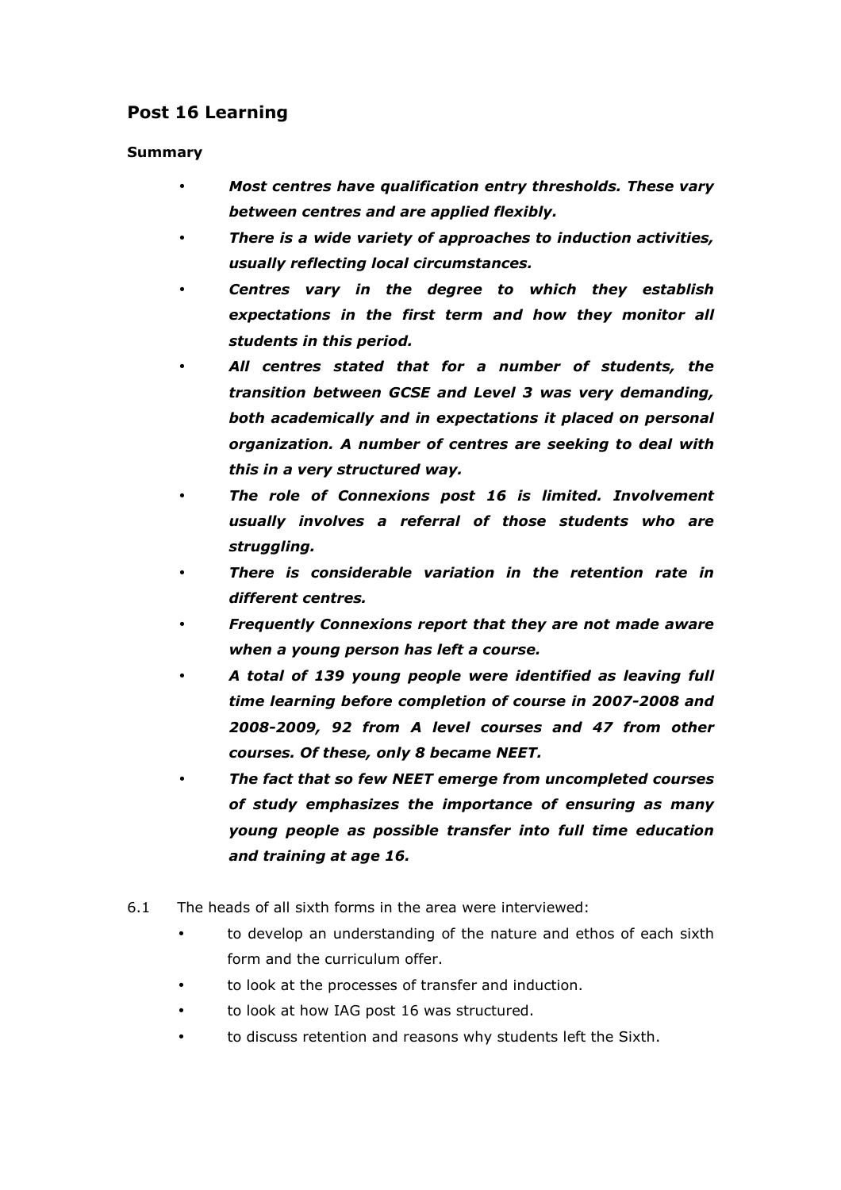## Post 16 Learning

### Summary

- ***Most centres have qualification entry thresholds. These vary between centres and are applied flexibly.***
- ***There is a wide variety of approaches to induction activities, usually reflecting local circumstances.***
- ***Centres vary in the degree to which they establish expectations in the first term and how they monitor all students in this period.***
- ***All centres stated that for a number of students, the transition between GCSE and Level 3 was very demanding, both academically and in expectations it placed on personal organization. A number of centres are seeking to deal with this in a very structured way.***
- ***The role of Connexions post 16 is limited. Involvement usually involves a referral of those students who are struggling.***
- ***There is considerable variation in the retention rate in different centres.***
- ***Frequently Connexions report that they are not made aware when a young person has left a course.***
- ***A total of 139 young people were identified as leaving full time learning before completion of course in 2007-2008 and 2008-2009, 92 from A level courses and 47 from other courses. Of these, only 8 became NEET.***
- ***The fact that so few NEET emerge from uncompleted courses of study emphasizes the importance of ensuring as many young people as possible transfer into full time education and training at age 16.***

6.1 The heads of all sixth forms in the area were interviewed:

- to develop an understanding of the nature and ethos of each sixth form and the curriculum offer.
- to look at the processes of transfer and induction.
- to look at how IAG post 16 was structured.
- to discuss retention and reasons why students left the Sixth.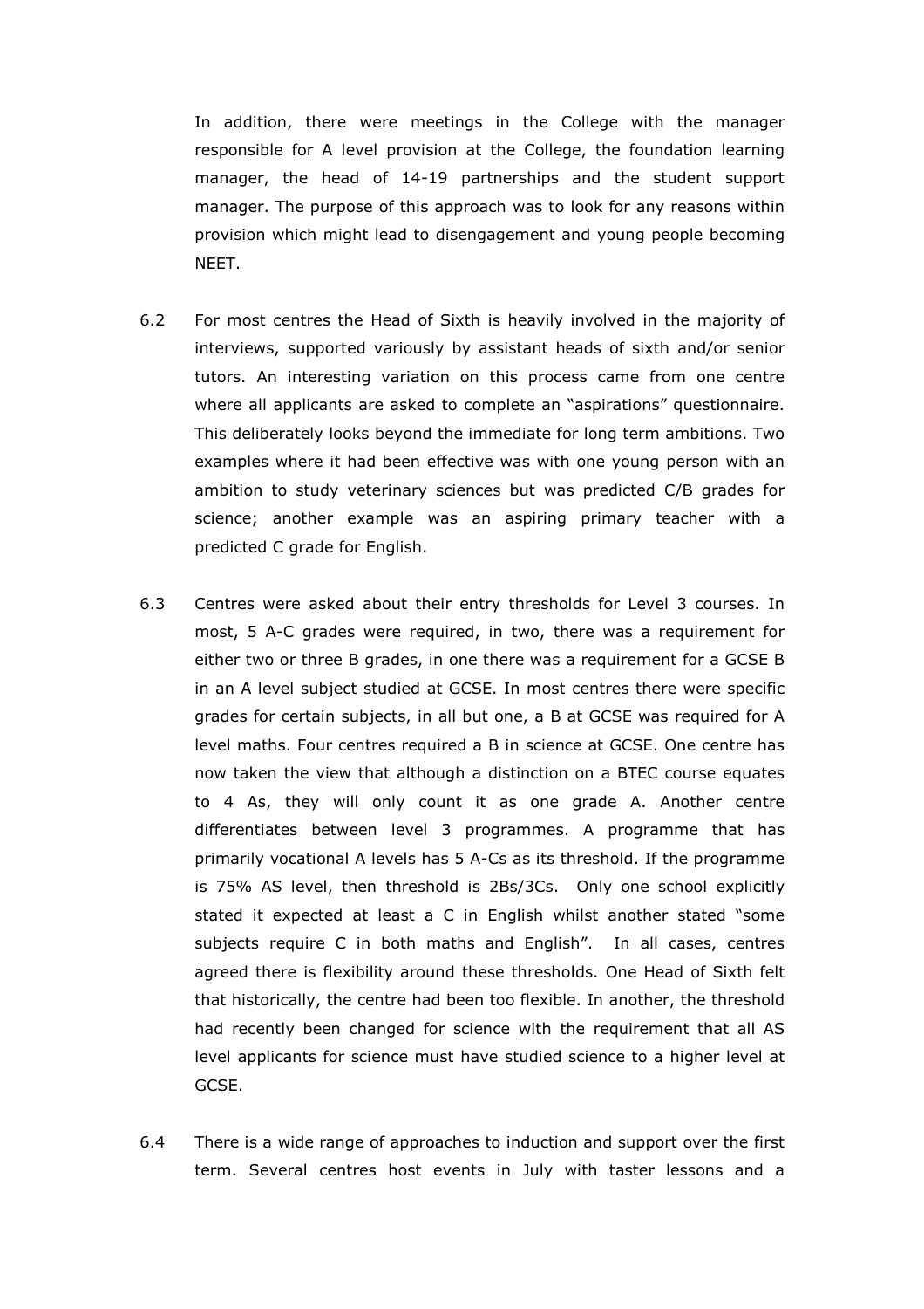In addition, there were meetings in the College with the manager responsible for A level provision at the College, the foundation learning manager, the head of 14-19 partnerships and the student support manager. The purpose of this approach was to look for any reasons within provision which might lead to disengagement and young people becoming NEET.

6.2 For most centres the Head of Sixth is heavily involved in the majority of interviews, supported variously by assistant heads of sixth and/or senior tutors. An interesting variation on this process came from one centre where all applicants are asked to complete an "aspirations" questionnaire. This deliberately looks beyond the immediate for long term ambitions. Two examples where it had been effective was with one young person with an ambition to study veterinary sciences but was predicted C/B grades for science; another example was an aspiring primary teacher with a predicted C grade for English.

6.3 Centres were asked about their entry thresholds for Level 3 courses. In most, 5 A-C grades were required, in two, there was a requirement for either two or three B grades, in one there was a requirement for a GCSE B in an A level subject studied at GCSE. In most centres there were specific grades for certain subjects, in all but one, a B at GCSE was required for A level maths. Four centres required a B in science at GCSE. One centre has now taken the view that although a distinction on a BTEC course equates to 4 As, they will only count it as one grade A. Another centre differentiates between level 3 programmes. A programme that has primarily vocational A levels has 5 A-Cs as its threshold. If the programme is 75% AS level, then threshold is 2Bs/3Cs. Only one school explicitly stated it expected at least a C in English whilst another stated "some subjects require C in both maths and English". In all cases, centres agreed there is flexibility around these thresholds. One Head of Sixth felt that historically, the centre had been too flexible. In another, the threshold had recently been changed for science with the requirement that all AS level applicants for science must have studied science to a higher level at GCSE.

6.4 There is a wide range of approaches to induction and support over the first term. Several centres host events in July with taster lessons and a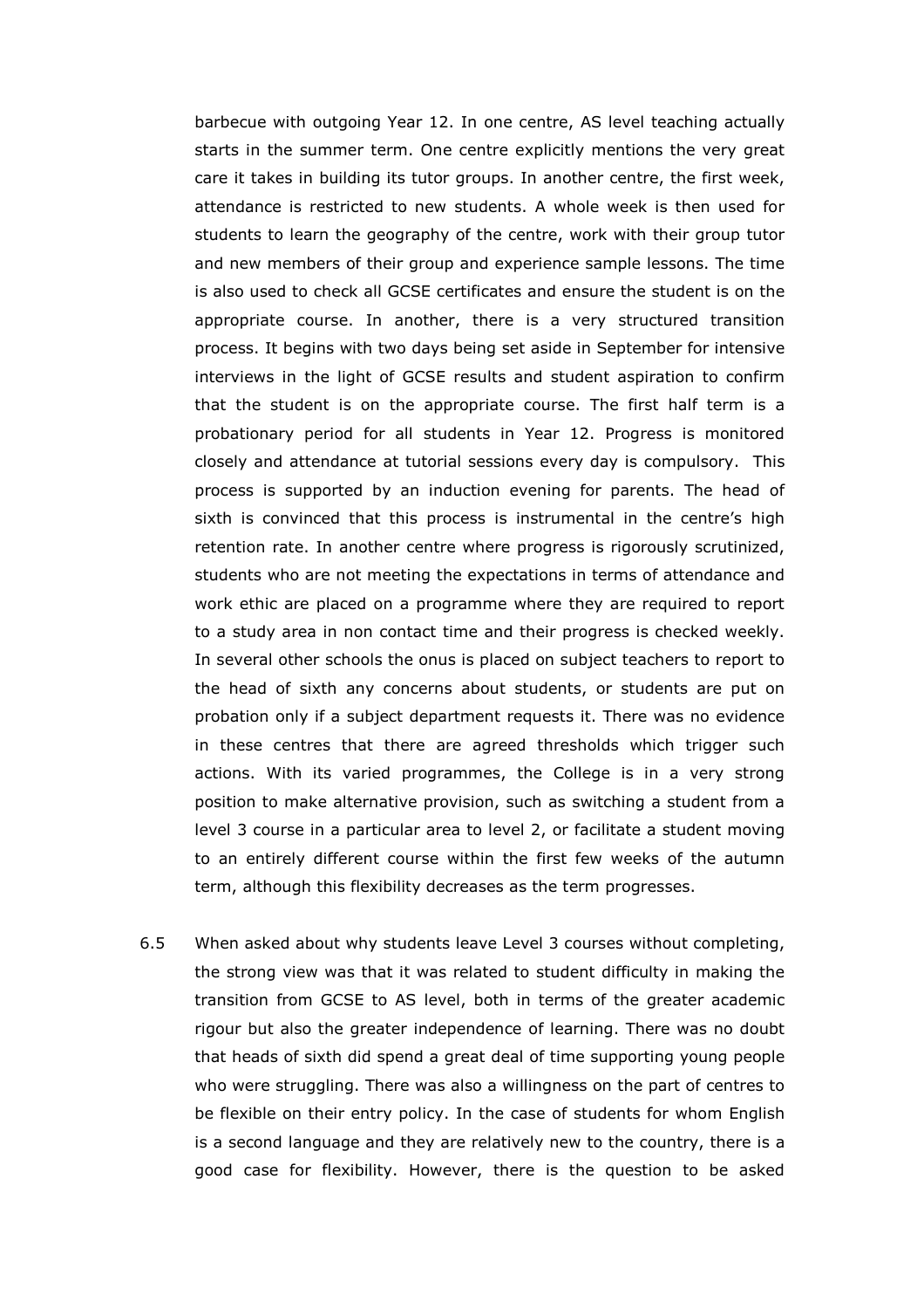barbecue with outgoing Year 12. In one centre, AS level teaching actually starts in the summer term. One centre explicitly mentions the very great care it takes in building its tutor groups. In another centre, the first week, attendance is restricted to new students. A whole week is then used for students to learn the geography of the centre, work with their group tutor and new members of their group and experience sample lessons. The time is also used to check all GCSE certificates and ensure the student is on the appropriate course. In another, there is a very structured transition process. It begins with two days being set aside in September for intensive interviews in the light of GCSE results and student aspiration to confirm that the student is on the appropriate course. The first half term is a probationary period for all students in Year 12. Progress is monitored closely and attendance at tutorial sessions every day is compulsory. This process is supported by an induction evening for parents. The head of sixth is convinced that this process is instrumental in the centre's high retention rate. In another centre where progress is rigorously scrutinized, students who are not meeting the expectations in terms of attendance and work ethic are placed on a programme where they are required to report to a study area in non contact time and their progress is checked weekly. In several other schools the onus is placed on subject teachers to report to the head of sixth any concerns about students, or students are put on probation only if a subject department requests it. There was no evidence in these centres that there are agreed thresholds which trigger such actions. With its varied programmes, the College is in a very strong position to make alternative provision, such as switching a student from a level 3 course in a particular area to level 2, or facilitate a student moving to an entirely different course within the first few weeks of the autumn term, although this flexibility decreases as the term progresses.

6.5 When asked about why students leave Level 3 courses without completing, the strong view was that it was related to student difficulty in making the transition from GCSE to AS level, both in terms of the greater academic rigour but also the greater independence of learning. There was no doubt that heads of sixth did spend a great deal of time supporting young people who were struggling. There was also a willingness on the part of centres to be flexible on their entry policy. In the case of students for whom English is a second language and they are relatively new to the country, there is a good case for flexibility. However, there is the question to be asked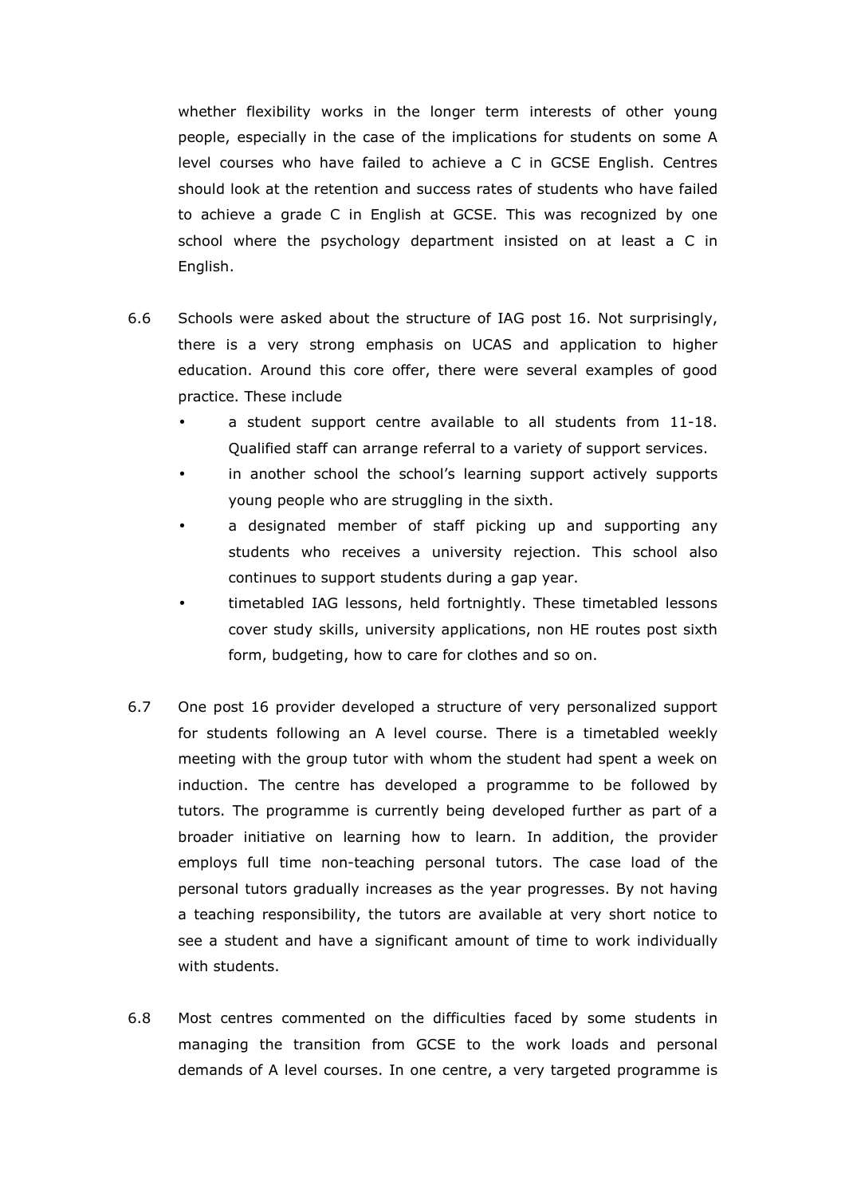whether flexibility works in the longer term interests of other young people, especially in the case of the implications for students on some A level courses who have failed to achieve a C in GCSE English. Centres should look at the retention and success rates of students who have failed to achieve a grade C in English at GCSE. This was recognized by one school where the psychology department insisted on at least a C in English.

6.6 Schools were asked about the structure of IAG post 16. Not surprisingly, there is a very strong emphasis on UCAS and application to higher education. Around this core offer, there were several examples of good practice. These include

- a student support centre available to all students from 11-18. Qualified staff can arrange referral to a variety of support services.
- in another school the school's learning support actively supports young people who are struggling in the sixth.
- a designated member of staff picking up and supporting any students who receives a university rejection. This school also continues to support students during a gap year.
- timetabled IAG lessons, held fortnightly. These timetabled lessons cover study skills, university applications, non HE routes post sixth form, budgeting, how to care for clothes and so on.

6.7 One post 16 provider developed a structure of very personalized support for students following an A level course. There is a timetabled weekly meeting with the group tutor with whom the student had spent a week on induction. The centre has developed a programme to be followed by tutors. The programme is currently being developed further as part of a broader initiative on learning how to learn. In addition, the provider employs full time non-teaching personal tutors. The case load of the personal tutors gradually increases as the year progresses. By not having a teaching responsibility, the tutors are available at very short notice to see a student and have a significant amount of time to work individually with students.

6.8 Most centres commented on the difficulties faced by some students in managing the transition from GCSE to the work loads and personal demands of A level courses. In one centre, a very targeted programme is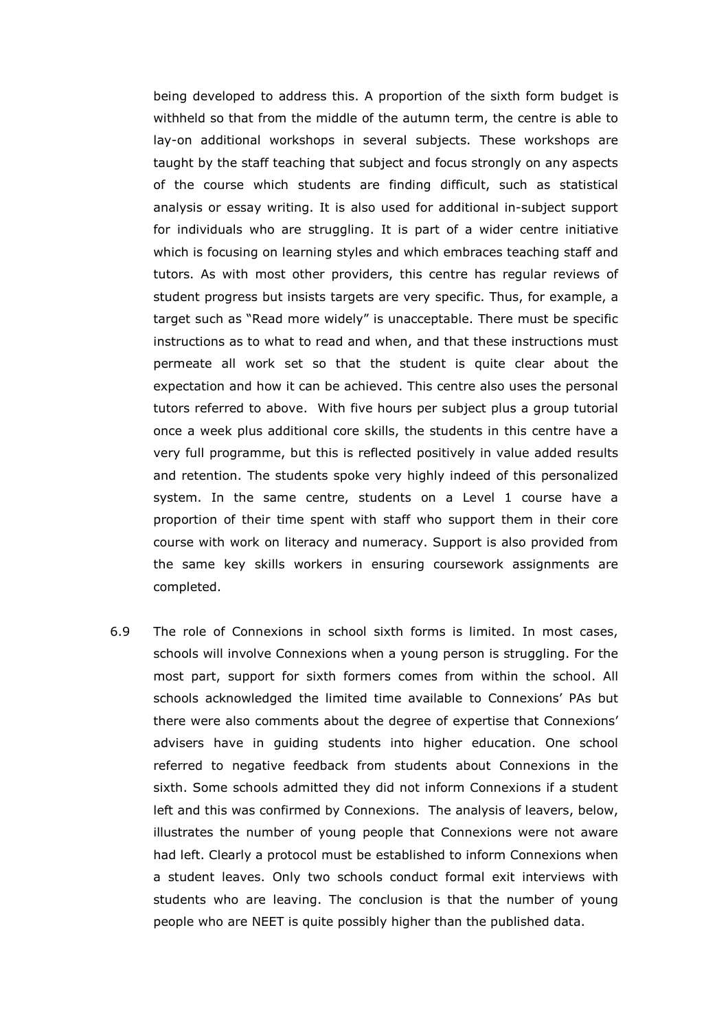being developed to address this. A proportion of the sixth form budget is withheld so that from the middle of the autumn term, the centre is able to lay-on additional workshops in several subjects. These workshops are taught by the staff teaching that subject and focus strongly on any aspects of the course which students are finding difficult, such as statistical analysis or essay writing. It is also used for additional in-subject support for individuals who are struggling. It is part of a wider centre initiative which is focusing on learning styles and which embraces teaching staff and tutors. As with most other providers, this centre has regular reviews of student progress but insists targets are very specific. Thus, for example, a target such as "Read more widely" is unacceptable. There must be specific instructions as to what to read and when, and that these instructions must permeate all work set so that the student is quite clear about the expectation and how it can be achieved. This centre also uses the personal tutors referred to above. With five hours per subject plus a group tutorial once a week plus additional core skills, the students in this centre have a very full programme, but this is reflected positively in value added results and retention. The students spoke very highly indeed of this personalized system. In the same centre, students on a Level 1 course have a proportion of their time spent with staff who support them in their core course with work on literacy and numeracy. Support is also provided from the same key skills workers in ensuring coursework assignments are completed.

6.9 The role of Connexions in school sixth forms is limited. In most cases, schools will involve Connexions when a young person is struggling. For the most part, support for sixth formers comes from within the school. All schools acknowledged the limited time available to Connexions' PAs but there were also comments about the degree of expertise that Connexions' advisers have in guiding students into higher education. One school referred to negative feedback from students about Connexions in the sixth. Some schools admitted they did not inform Connexions if a student left and this was confirmed by Connexions. The analysis of leavers, below, illustrates the number of young people that Connexions were not aware had left. Clearly a protocol must be established to inform Connexions when a student leaves. Only two schools conduct formal exit interviews with students who are leaving. The conclusion is that the number of young people who are NEET is quite possibly higher than the published data.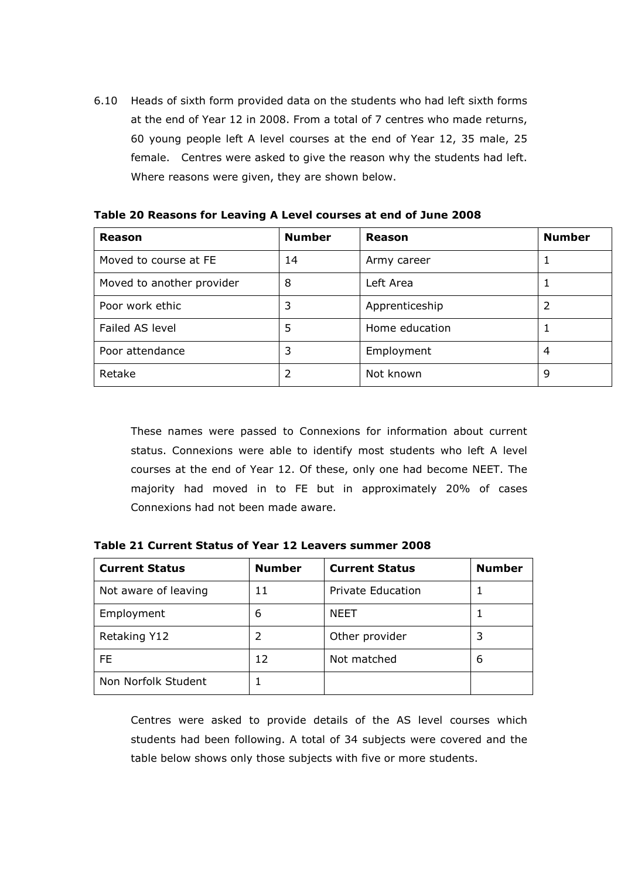6.10 Heads of sixth form provided data on the students who had left sixth forms at the end of Year 12 in 2008. From a total of 7 centres who made returns, 60 young people left A level courses at the end of Year 12, 35 male, 25 female. Centres were asked to give the reason why the students had left. Where reasons were given, they are shown below.

**Table 20 Reasons for Leaving A Level courses at end of June 2008**

| Reason | Number | Reason | Number |
|---|---|---|---|
| Moved to course at FE | 14 | Army career | 1 |
| Moved to another provider | 8 | Left Area | 1 |
| Poor work ethic | 3 | Apprenticeship | 2 |
| Failed AS level | 5 | Home education | 1 |
| Poor attendance | 3 | Employment | 4 |
| Retake | 2 | Not known | 9 |

These names were passed to Connexions for information about current status. Connexions were able to identify most students who left A level courses at the end of Year 12. Of these, only one had become NEET. The majority had moved in to FE but in approximately 20% of cases Connexions had not been made aware.

**Table 21 Current Status of Year 12 Leavers summer 2008**

| Current Status | Number | Current Status | Number |
|---|---|---|---|
| Not aware of leaving | 11 | Private Education | 1 |
| Employment | 6 | NEET | 1 |
| Retaking Y12 | 2 | Other provider | 3 |
| FE | 12 | Not matched | 6 |
| Non Norfolk Student | 1 | | |

Centres were asked to provide details of the AS level courses which students had been following. A total of 34 subjects were covered and the table below shows only those subjects with five or more students.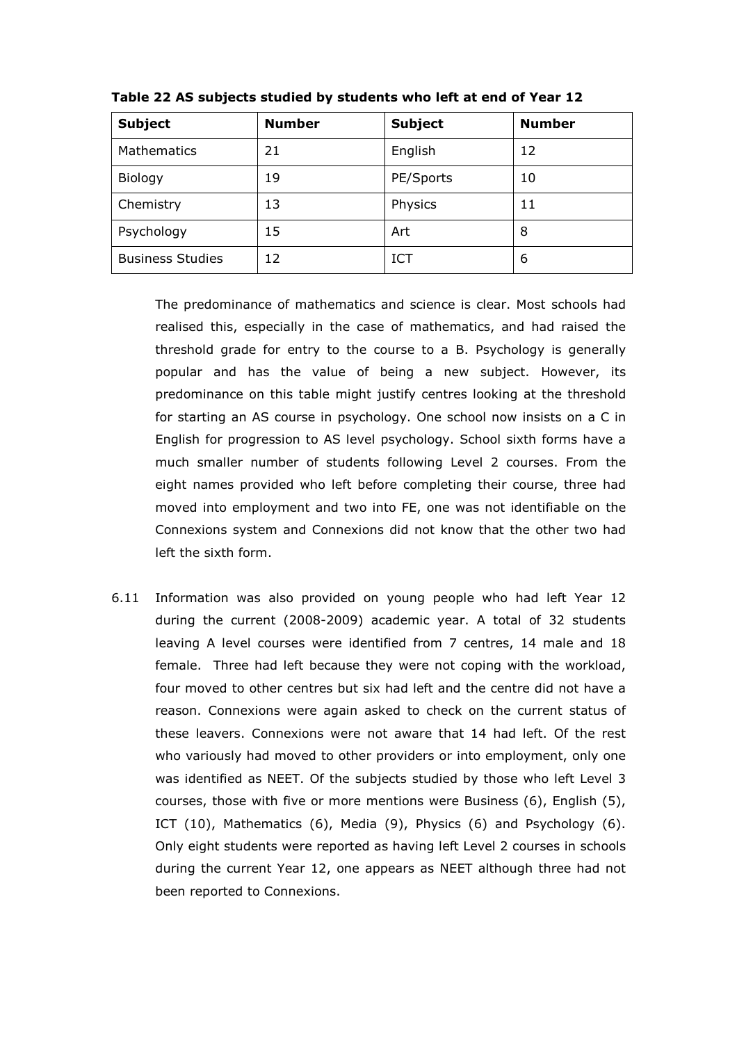**Table 22 AS subjects studied by students who left at end of Year 12**

| Subject | Number | Subject | Number |
|---|---|---|---|
| Mathematics | 21 | English | 12 |
| Biology | 19 | PE/Sports | 10 |
| Chemistry | 13 | Physics | 11 |
| Psychology | 15 | Art | 8 |
| Business Studies | 12 | ICT | 6 |

The predominance of mathematics and science is clear. Most schools had realised this, especially in the case of mathematics, and had raised the threshold grade for entry to the course to a B. Psychology is generally popular and has the value of being a new subject. However, its predominance on this table might justify centres looking at the threshold for starting an AS course in psychology. One school now insists on a C in English for progression to AS level psychology. School sixth forms have a much smaller number of students following Level 2 courses. From the eight names provided who left before completing their course, three had moved into employment and two into FE, one was not identifiable on the Connexions system and Connexions did not know that the other two had left the sixth form.

6.11 Information was also provided on young people who had left Year 12 during the current (2008-2009) academic year. A total of 32 students leaving A level courses were identified from 7 centres, 14 male and 18 female. Three had left because they were not coping with the workload, four moved to other centres but six had left and the centre did not have a reason. Connexions were again asked to check on the current status of these leavers. Connexions were not aware that 14 had left. Of the rest who variously had moved to other providers or into employment, only one was identified as NEET. Of the subjects studied by those who left Level 3 courses, those with five or more mentions were Business (6), English (5), ICT (10), Mathematics (6), Media (9), Physics (6) and Psychology (6). Only eight students were reported as having left Level 2 courses in schools during the current Year 12, one appears as NEET although three had not been reported to Connexions.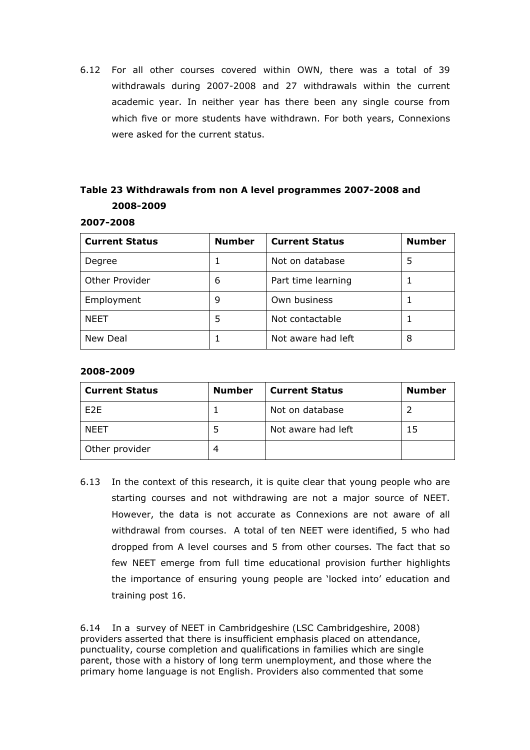6.12 For all other courses covered within OWN, there was a total of 39 withdrawals during 2007-2008 and 27 withdrawals within the current academic year. In neither year has there been any single course from which five or more students have withdrawn. For both years, Connexions were asked for the current status.

**Table 23 Withdrawals from non A level programmes 2007-2008 and 2008-2009**

**2007-2008**

| Current Status | Number | Current Status | Number |
|---|---|---|---|
| Degree | 1 | Not on database | 5 |
| Other Provider | 6 | Part time learning | 1 |
| Employment | 9 | Own business | 1 |
| NEET | 5 | Not contactable | 1 |
| New Deal | 1 | Not aware had left | 8 |

**2008-2009**

| Current Status | Number | Current Status | Number |
|---|---|---|---|
| E2E | 1 | Not on database | 2 |
| NEET | 5 | Not aware had left | 15 |
| Other provider | 4 | | |

6.13 In the context of this research, it is quite clear that young people who are starting courses and not withdrawing are not a major source of NEET. However, the data is not accurate as Connexions are not aware of all withdrawal from courses. A total of ten NEET were identified, 5 who had dropped from A level courses and 5 from other courses. The fact that so few NEET emerge from full time educational provision further highlights the importance of ensuring young people are 'locked into' education and training post 16.

6.14 In a survey of NEET in Cambridgeshire (LSC Cambridgeshire, 2008) providers asserted that there is insufficient emphasis placed on attendance, punctuality, course completion and qualifications in families which are single parent, those with a history of long term unemployment, and those where the primary home language is not English. Providers also commented that some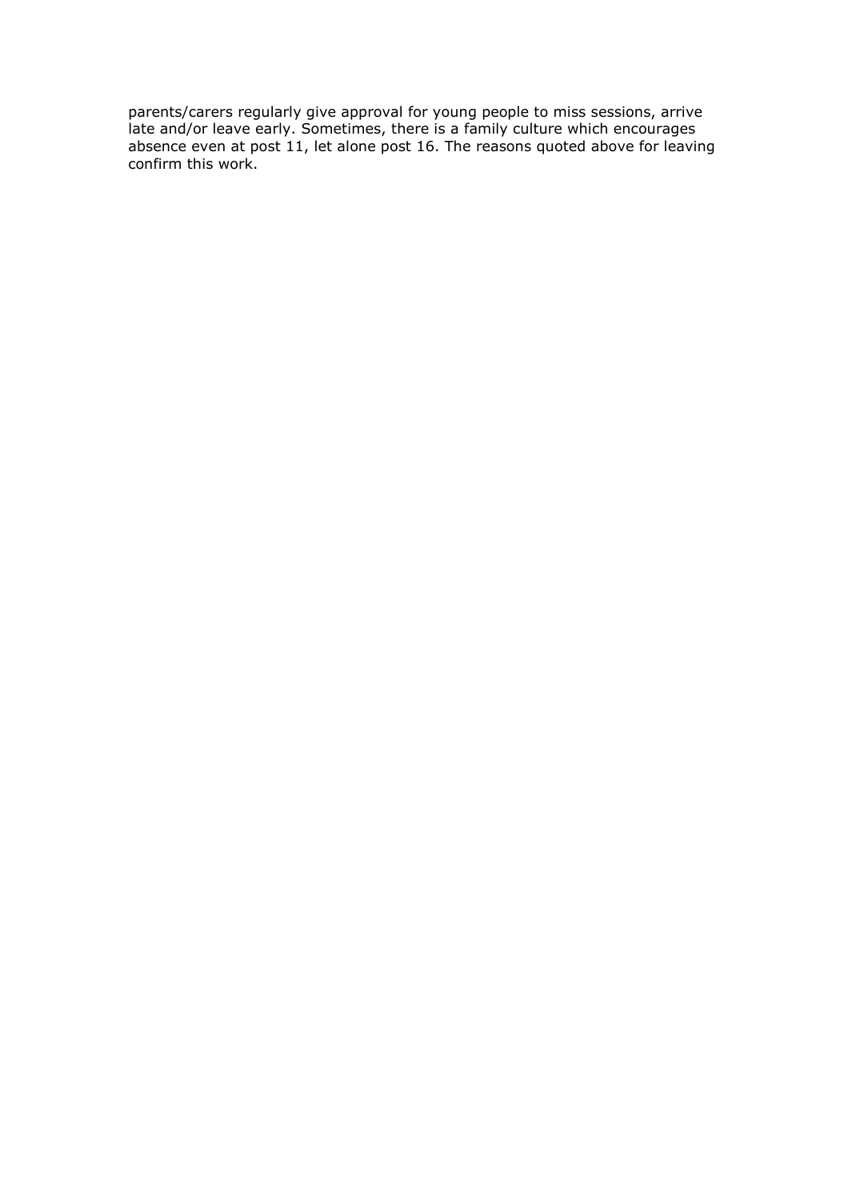parents/carers regularly give approval for young people to miss sessions, arrive late and/or leave early. Sometimes, there is a family culture which encourages absence even at post 11, let alone post 16. The reasons quoted above for leaving confirm this work.